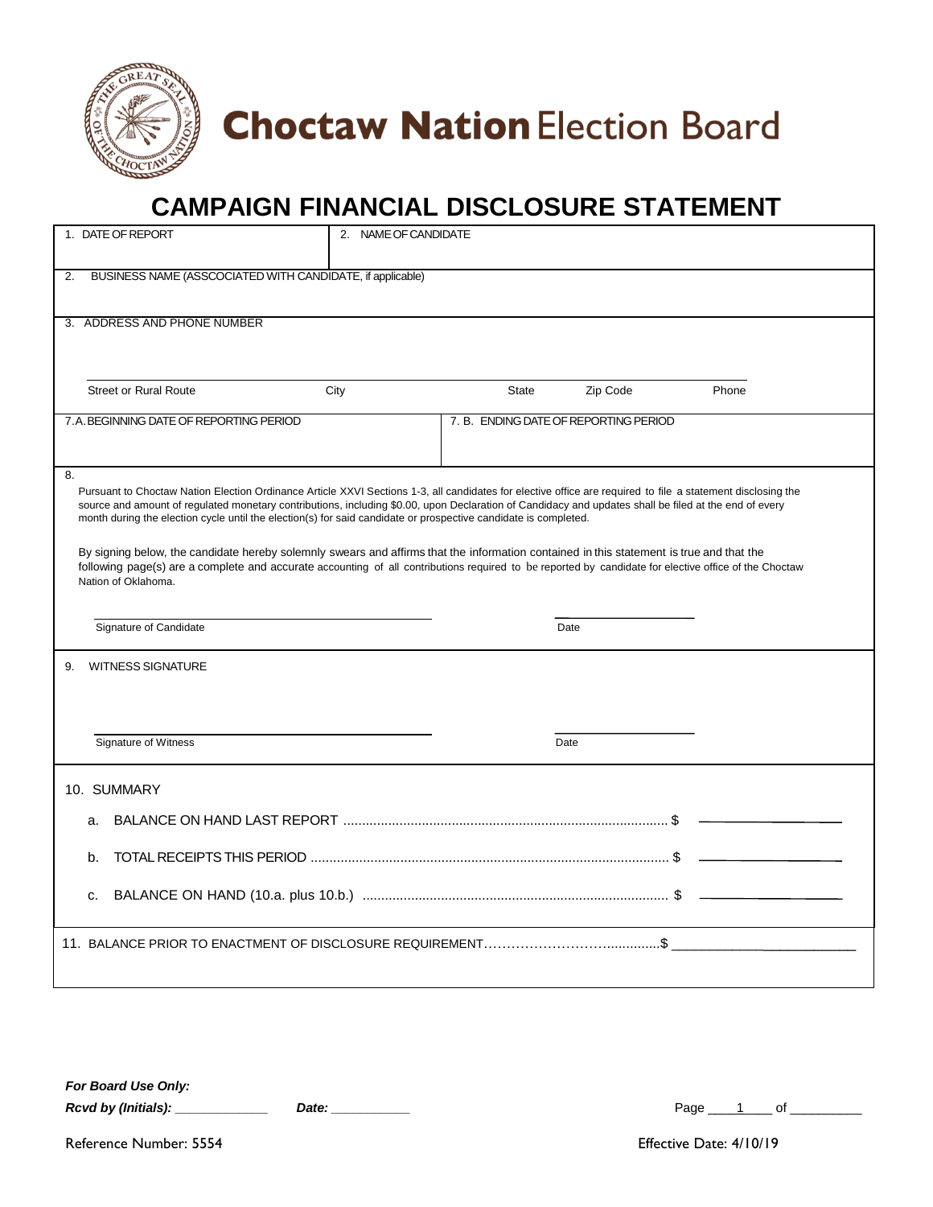# Choctaw Nation Election Board

## CAMPAIGN FINANCIAL DISCLOSURE STATEMENT

| 1. DATE OF REPORT | 2. NAME OF CANDIDATE |
|---|---|
| | |

2. BUSINESS NAME (ASSCOCIATED WITH CANDIDATE, if applicable)

3. ADDRESS AND PHONE NUMBER

| Street or Rural Route | City | State | Zip Code | Phone |
|---|---|---|---|---|
| | | | | |

| 7.A. BEGINNING DATE OF REPORTING PERIOD | 7. B. ENDING DATE OF REPORTING PERIOD |
|---|---|
| | |

8.

Pursuant to Choctaw Nation Election Ordinance Article XXVI Sections 1-3, all candidates for elective office are required to file a statement disclosing the source and amount of regulated monetary contributions, including $0.00, upon Declaration of Candidacy and updates shall be filed at the end of every month during the election cycle until the election(s) for said candidate or prospective candidate is completed.

By signing below, the candidate hereby solemnly swears and affirms that the information contained in this statement is true and that the following page(s) are a complete and accurate accounting of all contributions required to be reported by candidate for elective office of the Choctaw Nation of Oklahoma.

Signature of Candidate ______________________ Date ____________

9. WITNESS SIGNATURE

Signature of Witness ______________________ Date ____________

10. SUMMARY

a. BALANCE ON HAND LAST REPORT ........................................................................................ $ ____________

b. TOTAL RECEIPTS THIS PERIOD ................................................................................................ $ ____________

c. BALANCE ON HAND (10.a. plus 10.b.) .................................................................................. $ ____________

11. BALANCE PRIOR TO ENACTMENT OF DISCLOSURE REQUIREMENT…………………….............$ ____________

***For Board Use Only:***

***Rcvd by (Initials):*** ____________ ***Date:*** ____________

Reference Number: 5554

Effective Date: 4/10/19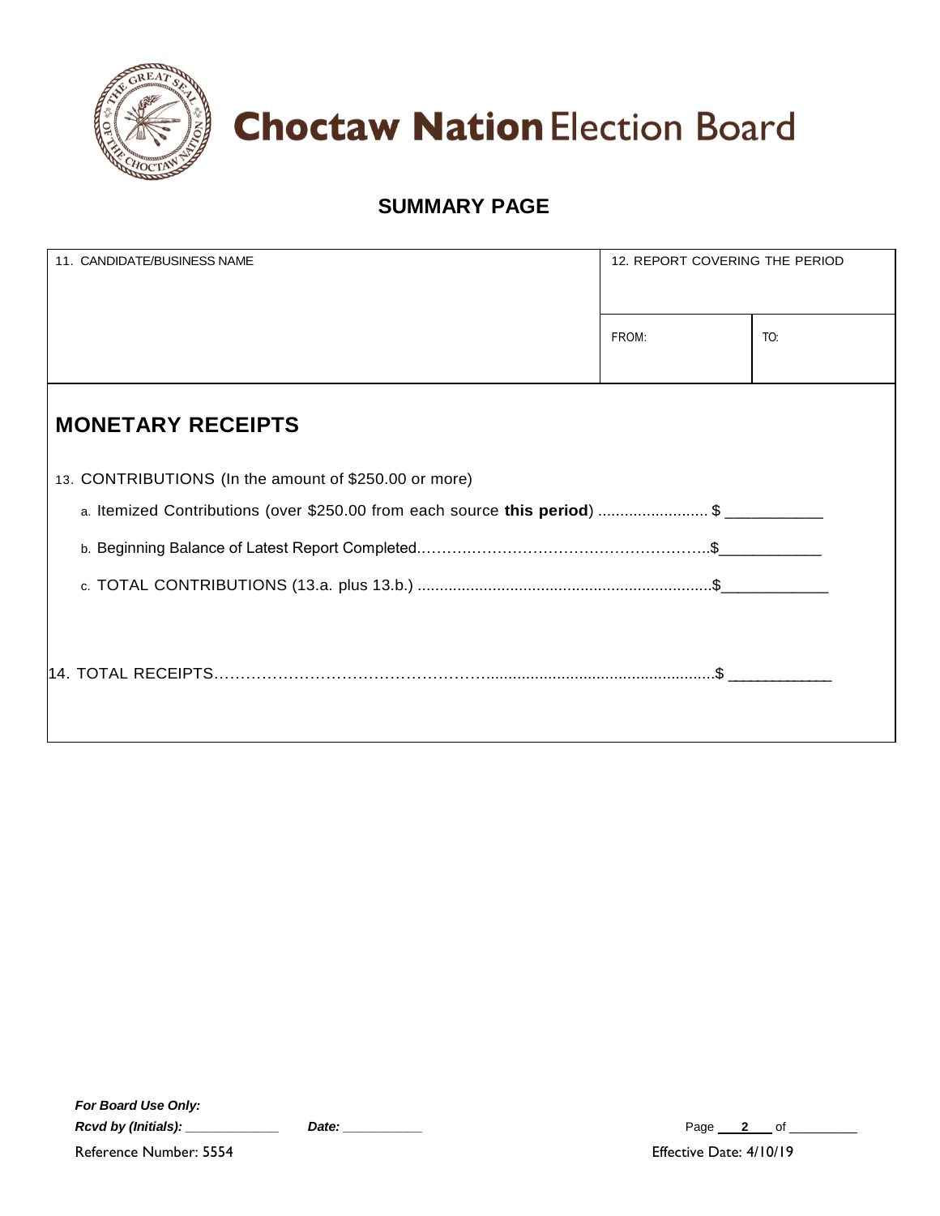# Choctaw Nation Election Board

## SUMMARY PAGE

| 11. CANDIDATE/BUSINESS NAME | 12. REPORT COVERING THE PERIOD | |
|---|---|---|
| | FROM: | TO: |

## MONETARY RECEIPTS

13. CONTRIBUTIONS (In the amount of $250.00 or more)

a. Itemized Contributions (over $250.00 from each source **this period**) ......................... $ ___________

b. Beginning Balance of Latest Report Completed...................................................$____________

c. TOTAL CONTRIBUTIONS (13.a. plus 13.b.) ...................................................................$____________

14. TOTAL RECEIPTS..........................................................................................................$ ____________

***For Board Use Only:***

***Rcvd by (Initials):*** _____________ ***Date:*** ___________

Reference Number: 5554

Effective Date: 4/10/19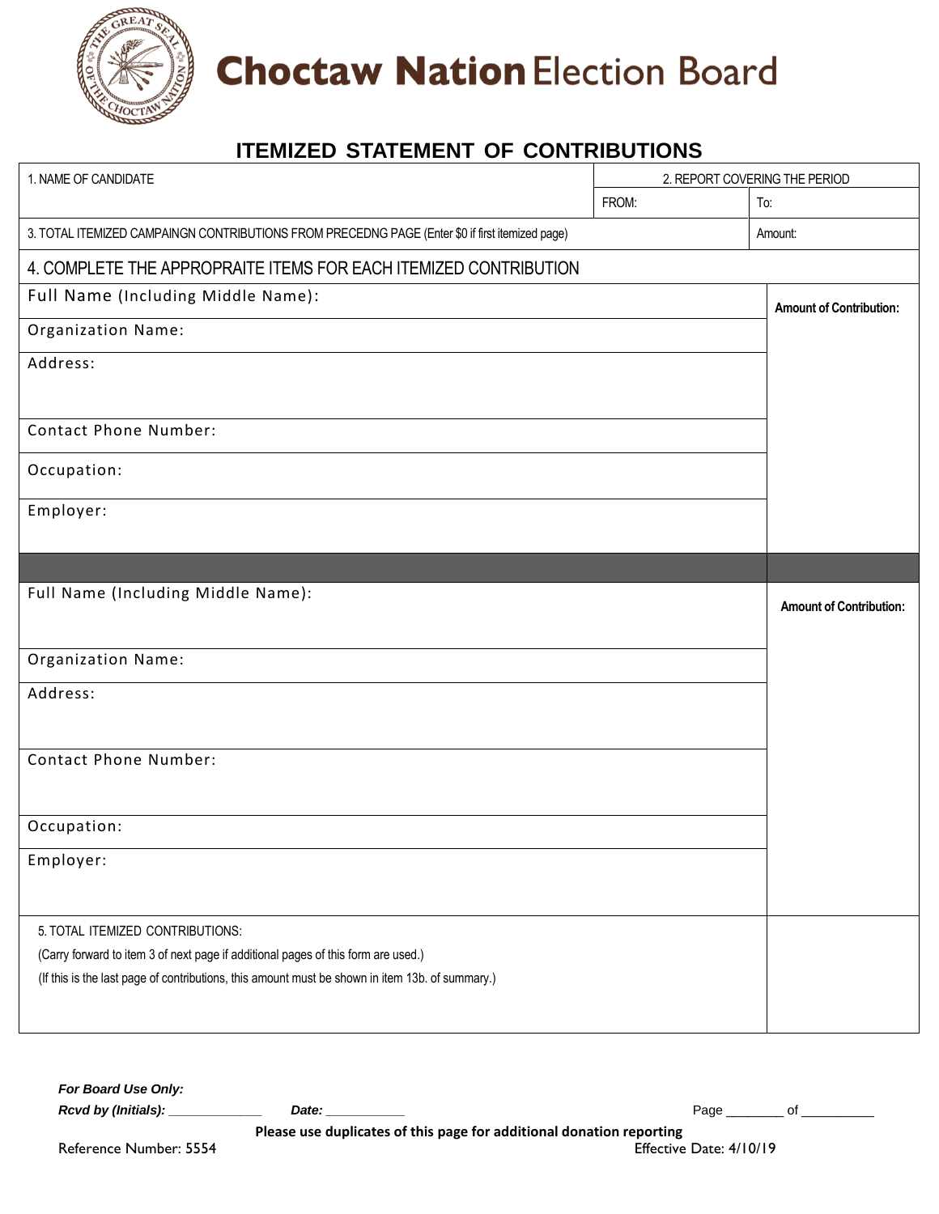# Choctaw Nation Election Board

## ITEMIZED STATEMENT OF CONTRIBUTIONS

| | | |
|---|---|---|
| 1. NAME OF CANDIDATE | 2. REPORT COVERING THE PERIOD | |
| | FROM: | To: |
| 3. TOTAL ITEMIZED CAMPAINGN CONTRIBUTIONS FROM PRECEDNG PAGE (Enter $0 if first itemized page) | | Amount: |

4. COMPLETE THE APPROPRAITE ITEMS FOR EACH ITEMIZED CONTRIBUTION

| | |
|---|---|
| Full Name (Including Middle Name): | **Amount of Contribution:** |
| Organization Name: | |
| Address: | |
| Contact Phone Number: | |
| Occupation: | |
| Employer: | |
| | |
| Full Name (Including Middle Name): | **Amount of Contribution:** |
| Organization Name: | |
| Address: | |
| Contact Phone Number: | |
| Occupation: | |
| Employer: | |
| 5. TOTAL ITEMIZED CONTRIBUTIONS: (Carry forward to item 3 of next page if additional pages of this form are used.) (If this is the last page of contributions, this amount must be shown in item 13b. of summary.) | |

***For Board Use Only:***

***Rcvd by (Initials):*** \_\_\_\_\_\_\_\_\_\_\_\_\_ ***Date:*** \_\_\_\_\_\_\_\_\_\_\_ Page \_\_\_\_\_\_\_\_ of \_\_\_\_\_\_\_\_\_\_

**Please use duplicates of this page for additional donation reporting**

Reference Number: 5554 Effective Date: 4/10/19